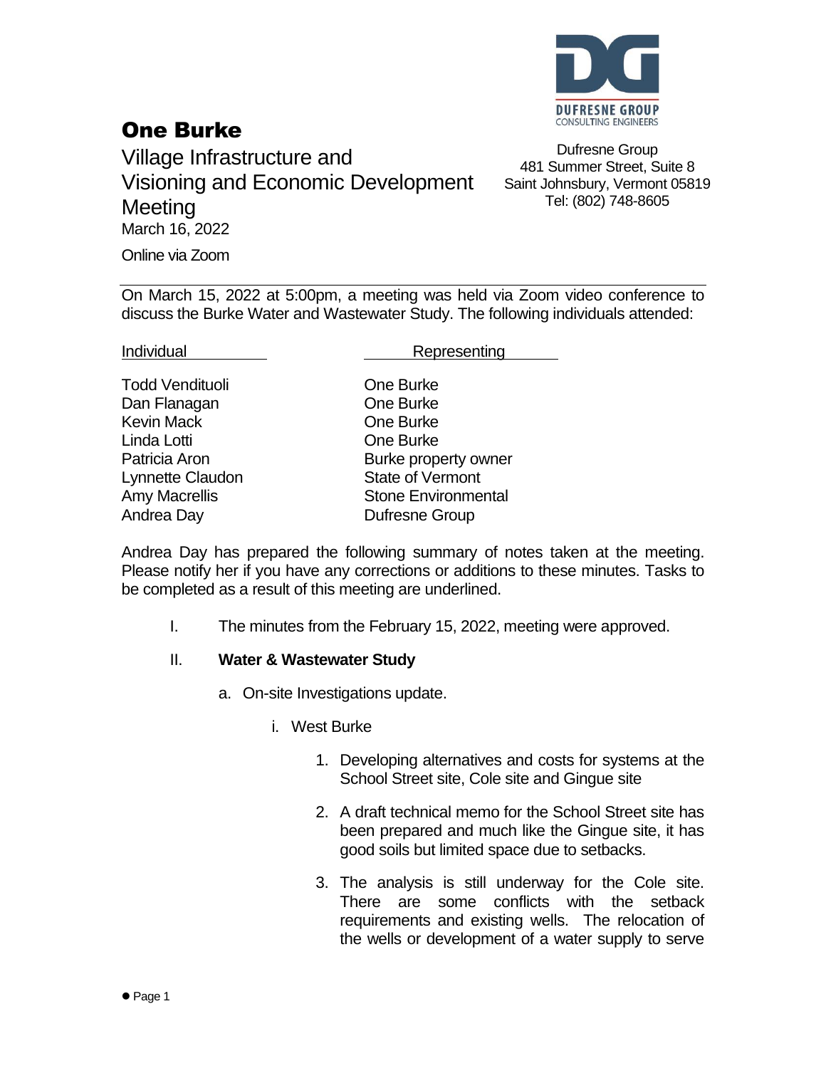# One Burke

Village Infrastructure and Visioning and Economic Development Meeting
March 16, 2022
Online via Zoom

DUFRESNE GROUP
CONSULTING ENGINEERS

Dufresne Group
481 Summer Street, Suite 8
Saint Johnsbury, Vermont 05819
Tel: (802) 748-8605

---

On March 15, 2022 at 5:00pm, a meeting was held via Zoom video conference to discuss the Burke Water and Wastewater Study. The following individuals attended:

| Individual | Representing |
|---|---|
| Todd Vendituoli | One Burke |
| Dan Flanagan | One Burke |
| Kevin Mack | One Burke |
| Linda Lotti | One Burke |
| Patricia Aron | Burke property owner |
| Lynnette Claudon | State of Vermont |
| Amy Macrellis | Stone Environmental |
| Andrea Day | Dufresne Group |

Andrea Day has prepared the following summary of notes taken at the meeting. Please notify her if you have any corrections or additions to these minutes. Tasks to be completed as a result of this meeting are underlined.

I. The minutes from the February 15, 2022, meeting were approved.

II. **Water & Wastewater Study**

   a. On-site Investigations update.

      i. West Burke

         1. Developing alternatives and costs for systems at the School Street site, Cole site and Gingue site

         2. A draft technical memo for the School Street site has been prepared and much like the Gingue site, it has good soils but limited space due to setbacks.

         3. The analysis is still underway for the Cole site. There are some conflicts with the setback requirements and existing wells. The relocation of the wells or development of a water supply to serve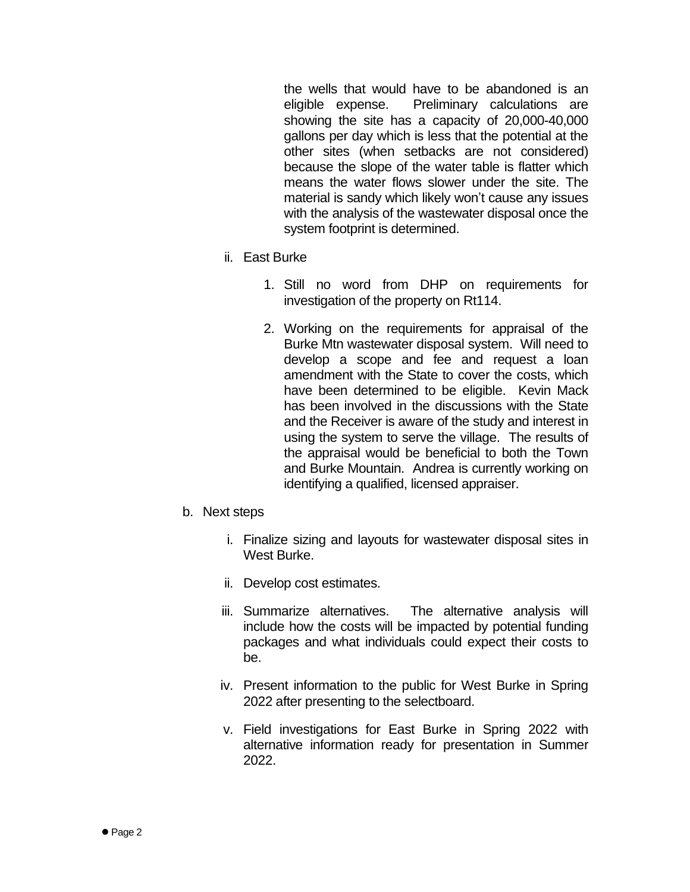the wells that would have to be abandoned is an eligible expense. Preliminary calculations are showing the site has a capacity of 20,000-40,000 gallons per day which is less that the potential at the other sites (when setbacks are not considered) because the slope of the water table is flatter which means the water flows slower under the site. The material is sandy which likely won't cause any issues with the analysis of the wastewater disposal once the system footprint is determined.

ii. East Burke

1. Still no word from DHP on requirements for investigation of the property on Rt114.

2. Working on the requirements for appraisal of the Burke Mtn wastewater disposal system. Will need to develop a scope and fee and request a loan amendment with the State to cover the costs, which have been determined to be eligible. Kevin Mack has been involved in the discussions with the State and the Receiver is aware of the study and interest in using the system to serve the village. The results of the appraisal would be beneficial to both the Town and Burke Mountain. Andrea is currently working on identifying a qualified, licensed appraiser.

b. Next steps

i. Finalize sizing and layouts for wastewater disposal sites in West Burke.

ii. Develop cost estimates.

iii. Summarize alternatives. The alternative analysis will include how the costs will be impacted by potential funding packages and what individuals could expect their costs to be.

iv. Present information to the public for West Burke in Spring 2022 after presenting to the selectboard.

v. Field investigations for East Burke in Spring 2022 with alternative information ready for presentation in Summer 2022.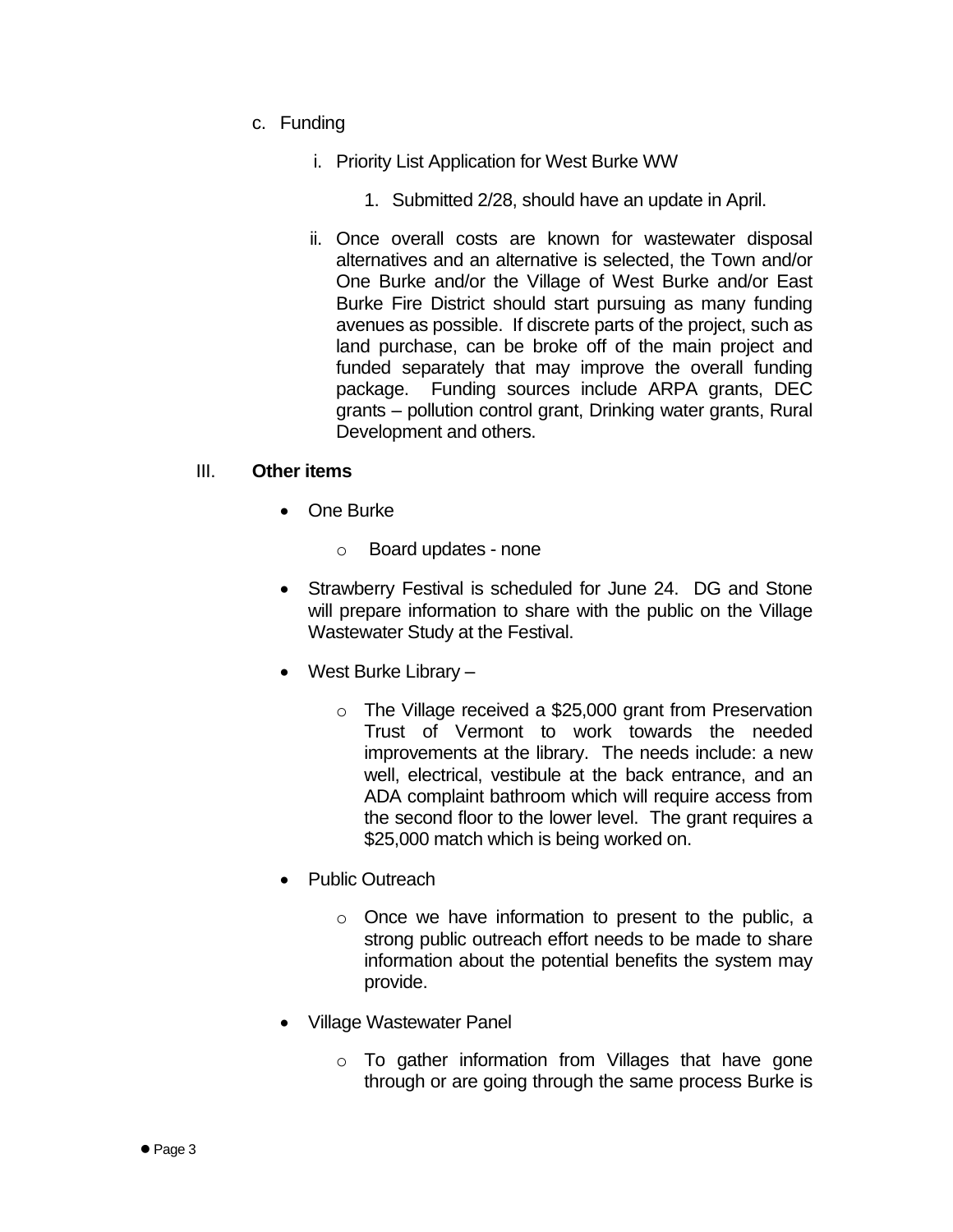c. Funding

   i. Priority List Application for West Burke WW

      1. Submitted 2/28, should have an update in April.

   ii. Once overall costs are known for wastewater disposal alternatives and an alternative is selected, the Town and/or One Burke and/or the Village of West Burke and/or East Burke Fire District should start pursuing as many funding avenues as possible. If discrete parts of the project, such as land purchase, can be broke off of the main project and funded separately that may improve the overall funding package. Funding sources include ARPA grants, DEC grants – pollution control grant, Drinking water grants, Rural Development and others.

## III. **Other items**

- One Burke
  - Board updates - none
- Strawberry Festival is scheduled for June 24. DG and Stone will prepare information to share with the public on the Village Wastewater Study at the Festival.
- West Burke Library –
  - The Village received a $25,000 grant from Preservation Trust of Vermont to work towards the needed improvements at the library. The needs include: a new well, electrical, vestibule at the back entrance, and an ADA complaint bathroom which will require access from the second floor to the lower level. The grant requires a $25,000 match which is being worked on.
- Public Outreach
  - Once we have information to present to the public, a strong public outreach effort needs to be made to share information about the potential benefits the system may provide.
- Village Wastewater Panel
  - To gather information from Villages that have gone through or are going through the same process Burke is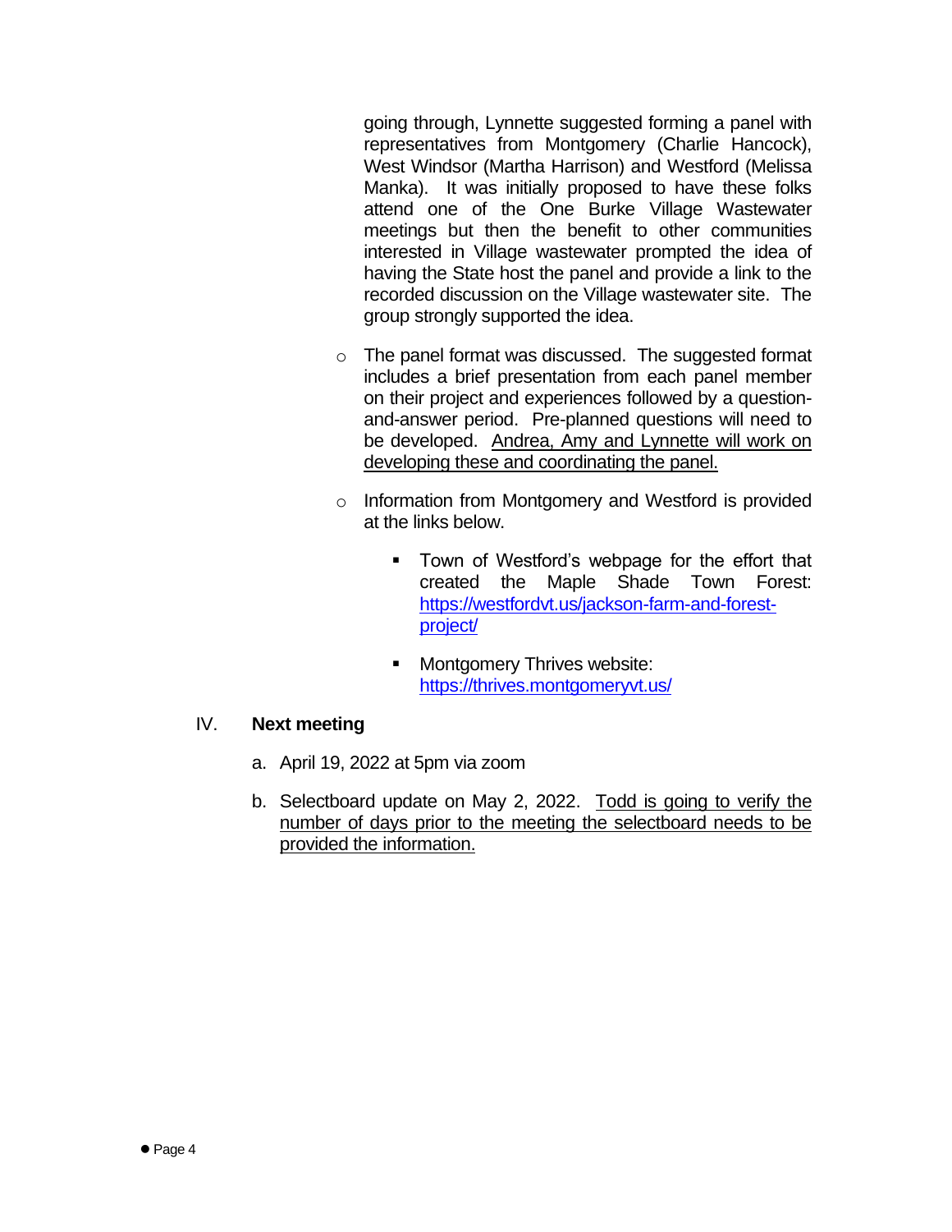going through, Lynnette suggested forming a panel with representatives from Montgomery (Charlie Hancock), West Windsor (Martha Harrison) and Westford (Melissa Manka). It was initially proposed to have these folks attend one of the One Burke Village Wastewater meetings but then the benefit to other communities interested in Village wastewater prompted the idea of having the State host the panel and provide a link to the recorded discussion on the Village wastewater site. The group strongly supported the idea.

- The panel format was discussed. The suggested format includes a brief presentation from each panel member on their project and experiences followed by a question-and-answer period. Pre-planned questions will need to be developed. <u>Andrea, Amy and Lynnette will work on developing these and coordinating the panel.</u>

- Information from Montgomery and Westford is provided at the links below.

  - Town of Westford's webpage for the effort that created the Maple Shade Town Forest: [https://westfordvt.us/jackson-farm-and-forest-project/](https://westfordvt.us/jackson-farm-and-forest-project/)

  - Montgomery Thrives website: [https://thrives.montgomeryvt.us/](https://thrives.montgomeryvt.us/)

IV. **Next meeting**

a. April 19, 2022 at 5pm via zoom

b. Selectboard update on May 2, 2022. <u>Todd is going to verify the number of days prior to the meeting the selectboard needs to be provided the information.</u>